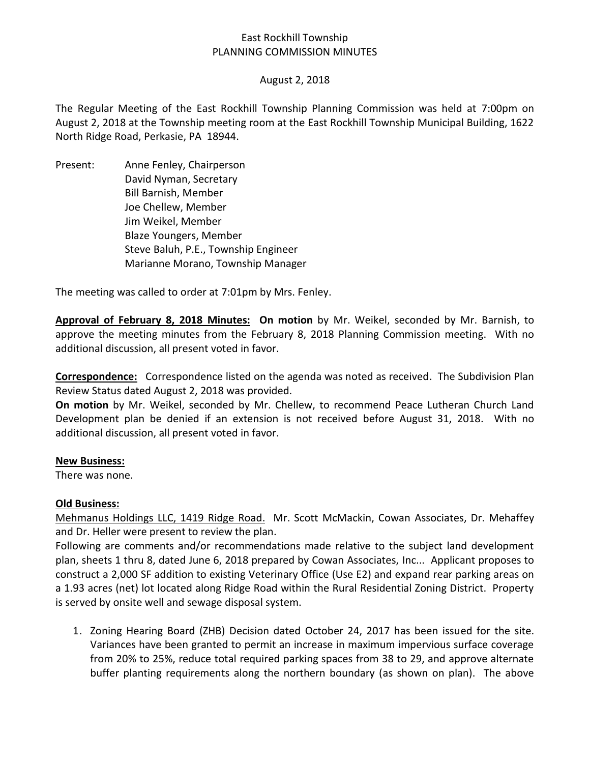East Rockhill Township
PLANNING COMMISSION MINUTES

August 2, 2018

The Regular Meeting of the East Rockhill Township Planning Commission was held at 7:00pm on August 2, 2018 at the Township meeting room at the East Rockhill Township Municipal Building, 1622 North Ridge Road, Perkasie, PA 18944.

Present:
- Anne Fenley, Chairperson
- David Nyman, Secretary
- Bill Barnish, Member
- Joe Chellew, Member
- Jim Weikel, Member
- Blaze Youngers, Member
- Steve Baluh, P.E., Township Engineer
- Marianne Morano, Township Manager

The meeting was called to order at 7:01pm by Mrs. Fenley.

**Approval of February 8, 2018 Minutes:** **On motion** by Mr. Weikel, seconded by Mr. Barnish, to approve the meeting minutes from the February 8, 2018 Planning Commission meeting. With no additional discussion, all present voted in favor.

**Correspondence:** Correspondence listed on the agenda was noted as received. The Subdivision Plan Review Status dated August 2, 2018 was provided.

**On motion** by Mr. Weikel, seconded by Mr. Chellew, to recommend Peace Lutheran Church Land Development plan be denied if an extension is not received before August 31, 2018. With no additional discussion, all present voted in favor.

**New Business:**

There was none.

**Old Business:**

Mehmanus Holdings LLC, 1419 Ridge Road. Mr. Scott McMackin, Cowan Associates, Dr. Mehaffey and Dr. Heller were present to review the plan.

Following are comments and/or recommendations made relative to the subject land development plan, sheets 1 thru 8, dated June 6, 2018 prepared by Cowan Associates, Inc... Applicant proposes to construct a 2,000 SF addition to existing Veterinary Office (Use E2) and expand rear parking areas on a 1.93 acres (net) lot located along Ridge Road within the Rural Residential Zoning District. Property is served by onsite well and sewage disposal system.

1. Zoning Hearing Board (ZHB) Decision dated October 24, 2017 has been issued for the site. Variances have been granted to permit an increase in maximum impervious surface coverage from 20% to 25%, reduce total required parking spaces from 38 to 29, and approve alternate buffer planting requirements along the northern boundary (as shown on plan). The above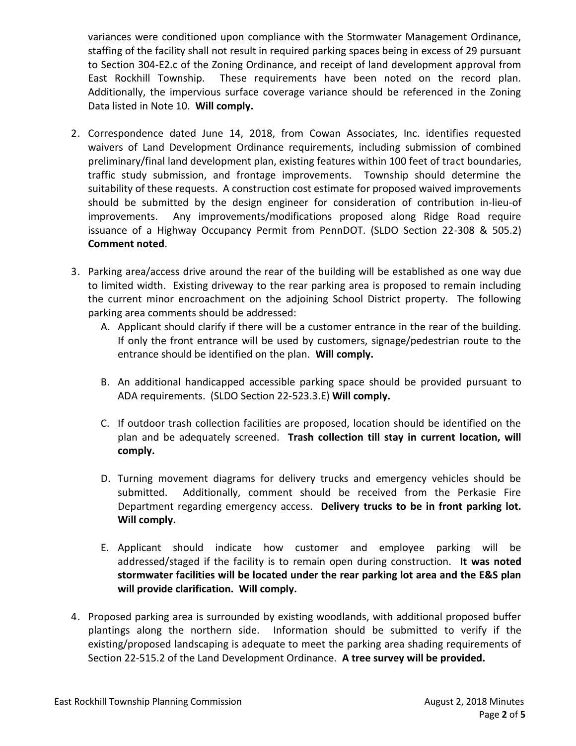variances were conditioned upon compliance with the Stormwater Management Ordinance, staffing of the facility shall not result in required parking spaces being in excess of 29 pursuant to Section 304-E2.c of the Zoning Ordinance, and receipt of land development approval from East Rockhill Township. These requirements have been noted on the record plan. Additionally, the impervious surface coverage variance should be referenced in the Zoning Data listed in Note 10. **Will comply.**

2. Correspondence dated June 14, 2018, from Cowan Associates, Inc. identifies requested waivers of Land Development Ordinance requirements, including submission of combined preliminary/final land development plan, existing features within 100 feet of tract boundaries, traffic study submission, and frontage improvements. Township should determine the suitability of these requests. A construction cost estimate for proposed waived improvements should be submitted by the design engineer for consideration of contribution in-lieu-of improvements. Any improvements/modifications proposed along Ridge Road require issuance of a Highway Occupancy Permit from PennDOT. (SLDO Section 22-308 & 505.2) **Comment noted**.

3. Parking area/access drive around the rear of the building will be established as one way due to limited width. Existing driveway to the rear parking area is proposed to remain including the current minor encroachment on the adjoining School District property. The following parking area comments should be addressed:
   A. Applicant should clarify if there will be a customer entrance in the rear of the building. If only the front entrance will be used by customers, signage/pedestrian route to the entrance should be identified on the plan. **Will comply.**

   B. An additional handicapped accessible parking space should be provided pursuant to ADA requirements. (SLDO Section 22-523.3.E) **Will comply.**

   C. If outdoor trash collection facilities are proposed, location should be identified on the plan and be adequately screened. **Trash collection till stay in current location, will comply.**

   D. Turning movement diagrams for delivery trucks and emergency vehicles should be submitted. Additionally, comment should be received from the Perkasie Fire Department regarding emergency access. **Delivery trucks to be in front parking lot. Will comply.**

   E. Applicant should indicate how customer and employee parking will be addressed/staged if the facility is to remain open during construction. **It was noted stormwater facilities will be located under the rear parking lot area and the E&S plan will provide clarification. Will comply.**

4. Proposed parking area is surrounded by existing woodlands, with additional proposed buffer plantings along the northern side. Information should be submitted to verify if the existing/proposed landscaping is adequate to meet the parking area shading requirements of Section 22-515.2 of the Land Development Ordinance. **A tree survey will be provided.**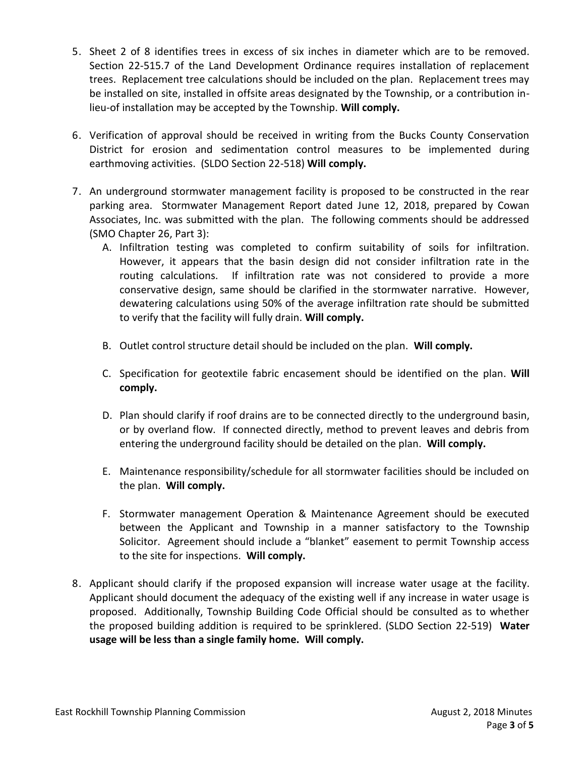5. Sheet 2 of 8 identifies trees in excess of six inches in diameter which are to be removed. Section 22-515.7 of the Land Development Ordinance requires installation of replacement trees. Replacement tree calculations should be included on the plan. Replacement trees may be installed on site, installed in offsite areas designated by the Township, or a contribution in-lieu-of installation may be accepted by the Township. **Will comply.**

6. Verification of approval should be received in writing from the Bucks County Conservation District for erosion and sedimentation control measures to be implemented during earthmoving activities. (SLDO Section 22-518) **Will comply.**

7. An underground stormwater management facility is proposed to be constructed in the rear parking area. Stormwater Management Report dated June 12, 2018, prepared by Cowan Associates, Inc. was submitted with the plan. The following comments should be addressed (SMO Chapter 26, Part 3):

   A. Infiltration testing was completed to confirm suitability of soils for infiltration. However, it appears that the basin design did not consider infiltration rate in the routing calculations. If infiltration rate was not considered to provide a more conservative design, same should be clarified in the stormwater narrative. However, dewatering calculations using 50% of the average infiltration rate should be submitted to verify that the facility will fully drain. **Will comply.**

   B. Outlet control structure detail should be included on the plan. **Will comply.**

   C. Specification for geotextile fabric encasement should be identified on the plan. **Will comply.**

   D. Plan should clarify if roof drains are to be connected directly to the underground basin, or by overland flow. If connected directly, method to prevent leaves and debris from entering the underground facility should be detailed on the plan. **Will comply.**

   E. Maintenance responsibility/schedule for all stormwater facilities should be included on the plan. **Will comply.**

   F. Stormwater management Operation & Maintenance Agreement should be executed between the Applicant and Township in a manner satisfactory to the Township Solicitor. Agreement should include a "blanket" easement to permit Township access to the site for inspections. **Will comply.**

8. Applicant should clarify if the proposed expansion will increase water usage at the facility. Applicant should document the adequacy of the existing well if any increase in water usage is proposed. Additionally, Township Building Code Official should be consulted as to whether the proposed building addition is required to be sprinklered. (SLDO Section 22-519) **Water usage will be less than a single family home. Will comply.**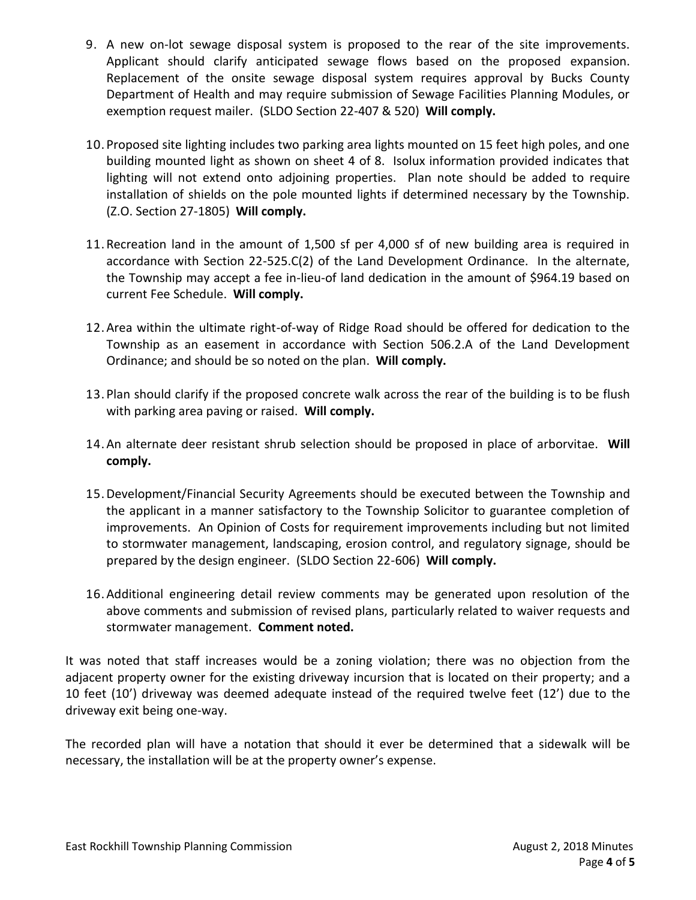9. A new on-lot sewage disposal system is proposed to the rear of the site improvements. Applicant should clarify anticipated sewage flows based on the proposed expansion. Replacement of the onsite sewage disposal system requires approval by Bucks County Department of Health and may require submission of Sewage Facilities Planning Modules, or exemption request mailer. (SLDO Section 22-407 & 520) **Will comply.**

10. Proposed site lighting includes two parking area lights mounted on 15 feet high poles, and one building mounted light as shown on sheet 4 of 8. Isolux information provided indicates that lighting will not extend onto adjoining properties. Plan note should be added to require installation of shields on the pole mounted lights if determined necessary by the Township. (Z.O. Section 27-1805) **Will comply.**

11. Recreation land in the amount of 1,500 sf per 4,000 sf of new building area is required in accordance with Section 22-525.C(2) of the Land Development Ordinance. In the alternate, the Township may accept a fee in-lieu-of land dedication in the amount of $964.19 based on current Fee Schedule. **Will comply.**

12. Area within the ultimate right-of-way of Ridge Road should be offered for dedication to the Township as an easement in accordance with Section 506.2.A of the Land Development Ordinance; and should be so noted on the plan. **Will comply.**

13. Plan should clarify if the proposed concrete walk across the rear of the building is to be flush with parking area paving or raised. **Will comply.**

14. An alternate deer resistant shrub selection should be proposed in place of arborvitae. **Will comply.**

15. Development/Financial Security Agreements should be executed between the Township and the applicant in a manner satisfactory to the Township Solicitor to guarantee completion of improvements. An Opinion of Costs for requirement improvements including but not limited to stormwater management, landscaping, erosion control, and regulatory signage, should be prepared by the design engineer. (SLDO Section 22-606) **Will comply.**

16. Additional engineering detail review comments may be generated upon resolution of the above comments and submission of revised plans, particularly related to waiver requests and stormwater management. **Comment noted.**

It was noted that staff increases would be a zoning violation; there was no objection from the adjacent property owner for the existing driveway incursion that is located on their property; and a 10 feet (10') driveway was deemed adequate instead of the required twelve feet (12') due to the driveway exit being one-way.

The recorded plan will have a notation that should it ever be determined that a sidewalk will be necessary, the installation will be at the property owner's expense.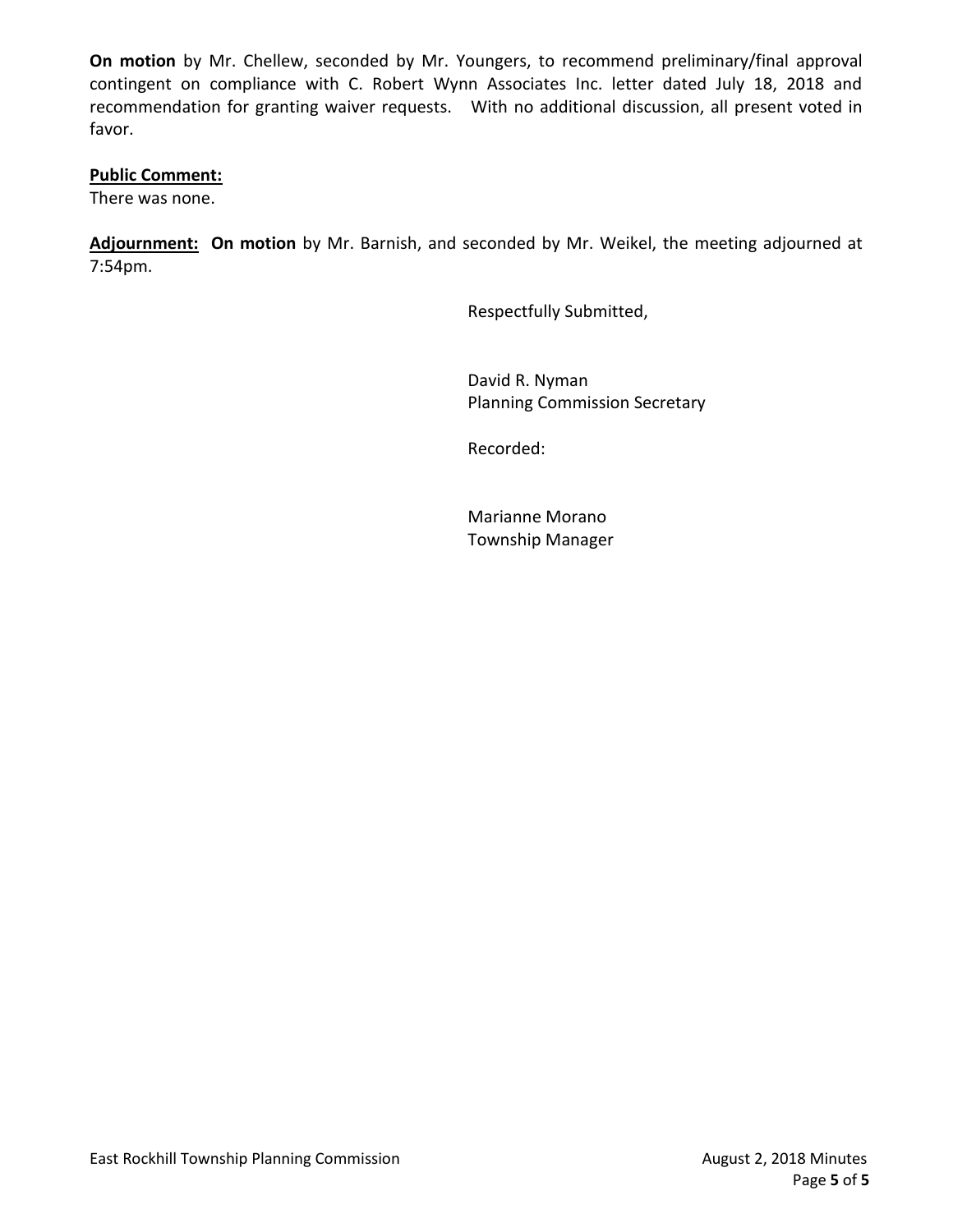**On motion** by Mr. Chellew, seconded by Mr. Youngers, to recommend preliminary/final approval contingent on compliance with C. Robert Wynn Associates Inc. letter dated July 18, 2018 and recommendation for granting waiver requests. With no additional discussion, all present voted in favor.

**Public Comment:**
There was none.

**Adjournment:** **On motion** by Mr. Barnish, and seconded by Mr. Weikel, the meeting adjourned at 7:54pm.

Respectfully Submitted,

David R. Nyman
Planning Commission Secretary

Recorded:

Marianne Morano
Township Manager